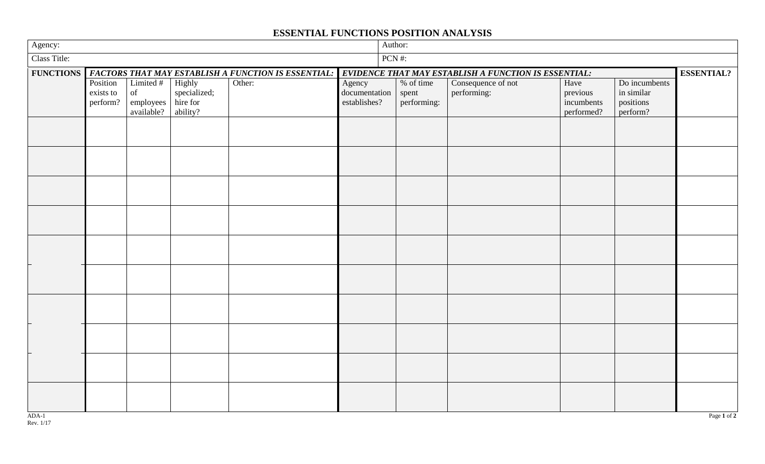# ESSENTIAL FUNCTIONS POSITION ANALYSIS

| Agency: | Author: |
|---|---|
| Class Title: | PCN #: |

| FUNCTIONS | *FACTORS THAT MAY ESTABLISH A FUNCTION IS ESSENTIAL:* | | | | *EVIDENCE THAT MAY ESTABLISH A FUNCTION IS ESSENTIAL:* | | | | | ESSENTIAL? |
|---|---|---|---|---|---|---|---|---|---|---|
| | Position exists to perform? | Limited # of employees available? | Highly specialized; hire for ability? | Other: | Agency documentation establishes? | % of time spent performing: | Consequence of not performing: | Have previous incumbents performed? | Do incumbents in similar positions perform? | |
| | | | | | | | | | | |
| | | | | | | | | | | |
| | | | | | | | | | | |
| | | | | | | | | | | |
| | | | | | | | | | | |
| | | | | | | | | | | |
| | | | | | | | | | | |
| | | | | | | | | | | |
| | | | | | | | | | | |
| | | | | | | | | | | |

ADA-1
Rev. 1/17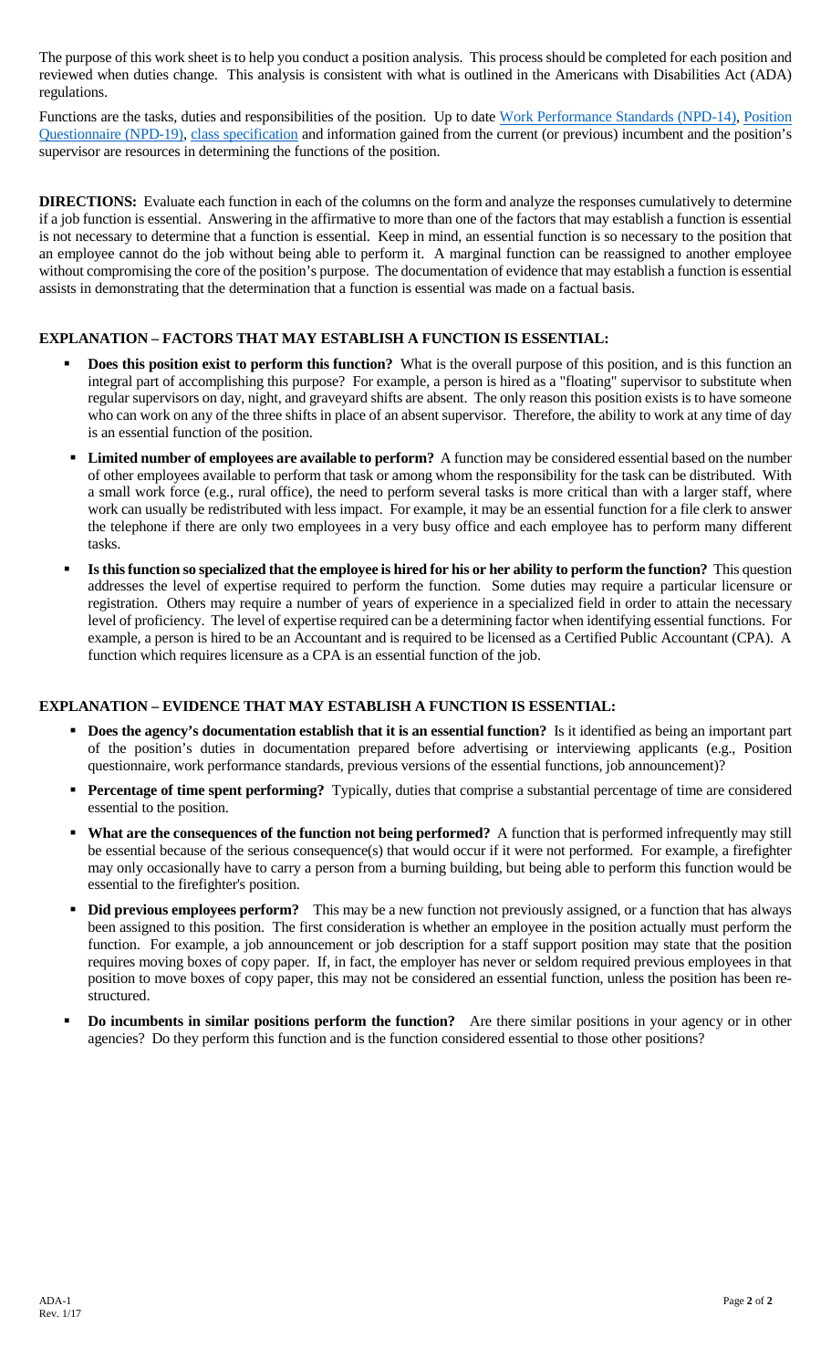The purpose of this work sheet is to help you conduct a position analysis. This process should be completed for each position and reviewed when duties change. This analysis is consistent with what is outlined in the Americans with Disabilities Act (ADA) regulations.

Functions are the tasks, duties and responsibilities of the position. Up to date Work Performance Standards (NPD-14), Position Questionnaire (NPD-19), class specification and information gained from the current (or previous) incumbent and the position's supervisor are resources in determining the functions of the position.

**DIRECTIONS:** Evaluate each function in each of the columns on the form and analyze the responses cumulatively to determine if a job function is essential. Answering in the affirmative to more than one of the factors that may establish a function is essential is not necessary to determine that a function is essential. Keep in mind, an essential function is so necessary to the position that an employee cannot do the job without being able to perform it. A marginal function can be reassigned to another employee without compromising the core of the position's purpose. The documentation of evidence that may establish a function is essential assists in demonstrating that the determination that a function is essential was made on a factual basis.

## EXPLANATION – FACTORS THAT MAY ESTABLISH A FUNCTION IS ESSENTIAL:

- **Does this position exist to perform this function?** What is the overall purpose of this position, and is this function an integral part of accomplishing this purpose? For example, a person is hired as a "floating" supervisor to substitute when regular supervisors on day, night, and graveyard shifts are absent. The only reason this position exists is to have someone who can work on any of the three shifts in place of an absent supervisor. Therefore, the ability to work at any time of day is an essential function of the position.
- **Limited number of employees are available to perform?** A function may be considered essential based on the number of other employees available to perform that task or among whom the responsibility for the task can be distributed. With a small work force (e.g., rural office), the need to perform several tasks is more critical than with a larger staff, where work can usually be redistributed with less impact. For example, it may be an essential function for a file clerk to answer the telephone if there are only two employees in a very busy office and each employee has to perform many different tasks.
- **Is this function so specialized that the employee is hired for his or her ability to perform the function?** This question addresses the level of expertise required to perform the function. Some duties may require a particular licensure or registration. Others may require a number of years of experience in a specialized field in order to attain the necessary level of proficiency. The level of expertise required can be a determining factor when identifying essential functions. For example, a person is hired to be an Accountant and is required to be licensed as a Certified Public Accountant (CPA). A function which requires licensure as a CPA is an essential function of the job.

## EXPLANATION – EVIDENCE THAT MAY ESTABLISH A FUNCTION IS ESSENTIAL:

- **Does the agency's documentation establish that it is an essential function?** Is it identified as being an important part of the position's duties in documentation prepared before advertising or interviewing applicants (e.g., Position questionnaire, work performance standards, previous versions of the essential functions, job announcement)?
- **Percentage of time spent performing?** Typically, duties that comprise a substantial percentage of time are considered essential to the position.
- **What are the consequences of the function not being performed?** A function that is performed infrequently may still be essential because of the serious consequence(s) that would occur if it were not performed. For example, a firefighter may only occasionally have to carry a person from a burning building, but being able to perform this function would be essential to the firefighter's position.
- **Did previous employees perform?** This may be a new function not previously assigned, or a function that has always been assigned to this position. The first consideration is whether an employee in the position actually must perform the function. For example, a job announcement or job description for a staff support position may state that the position requires moving boxes of copy paper. If, in fact, the employer has never or seldom required previous employees in that position to move boxes of copy paper, this may not be considered an essential function, unless the position has been re-structured.
- **Do incumbents in similar positions perform the function?** Are there similar positions in your agency or in other agencies? Do they perform this function and is the function considered essential to those other positions?

ADA-1
Rev. 1/17